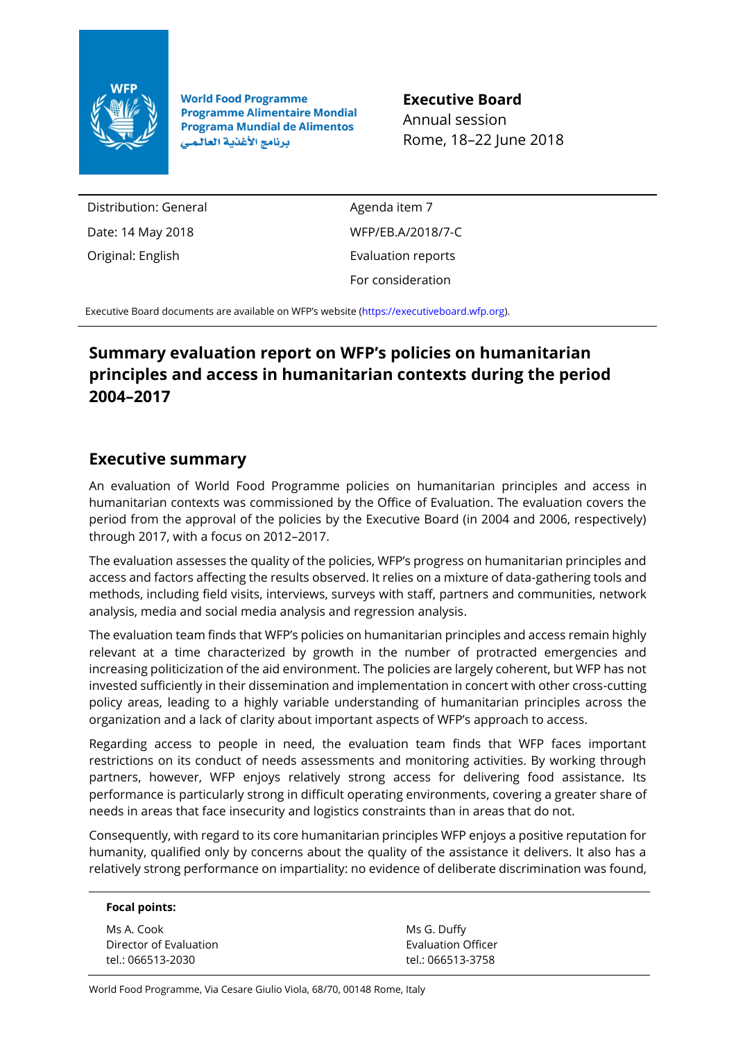World Food Programme
Programme Alimentaire Mondial
Programa Mundial de Alimentos
برنامج الأغذية العالمي

**Executive Board**
Annual session
Rome, 18–22 June 2018

| | |
|---|---|
| Distribution: General | Agenda item 7 |
| Date: 14 May 2018 | WFP/EB.A/2018/7-C |
| Original: English | Evaluation reports |
| | For consideration |

Executive Board documents are available on WFP's website (https://executiveboard.wfp.org).

# Summary evaluation report on WFP's policies on humanitarian principles and access in humanitarian contexts during the period 2004–2017

## Executive summary

An evaluation of World Food Programme policies on humanitarian principles and access in humanitarian contexts was commissioned by the Office of Evaluation. The evaluation covers the period from the approval of the policies by the Executive Board (in 2004 and 2006, respectively) through 2017, with a focus on 2012–2017.

The evaluation assesses the quality of the policies, WFP's progress on humanitarian principles and access and factors affecting the results observed. It relies on a mixture of data-gathering tools and methods, including field visits, interviews, surveys with staff, partners and communities, network analysis, media and social media analysis and regression analysis.

The evaluation team finds that WFP's policies on humanitarian principles and access remain highly relevant at a time characterized by growth in the number of protracted emergencies and increasing politicization of the aid environment. The policies are largely coherent, but WFP has not invested sufficiently in their dissemination and implementation in concert with other cross-cutting policy areas, leading to a highly variable understanding of humanitarian principles across the organization and a lack of clarity about important aspects of WFP's approach to access.

Regarding access to people in need, the evaluation team finds that WFP faces important restrictions on its conduct of needs assessments and monitoring activities. By working through partners, however, WFP enjoys relatively strong access for delivering food assistance. Its performance is particularly strong in difficult operating environments, covering a greater share of needs in areas that face insecurity and logistics constraints than in areas that do not.

Consequently, with regard to its core humanitarian principles WFP enjoys a positive reputation for humanity, qualified only by concerns about the quality of the assistance it delivers. It also has a relatively strong performance on impartiality: no evidence of deliberate discrimination was found,

**Focal points:**

Ms A. Cook
Director of Evaluation
tel.: 066513-2030

Ms G. Duffy
Evaluation Officer
tel.: 066513-3758

World Food Programme, Via Cesare Giulio Viola, 68/70, 00148 Rome, Italy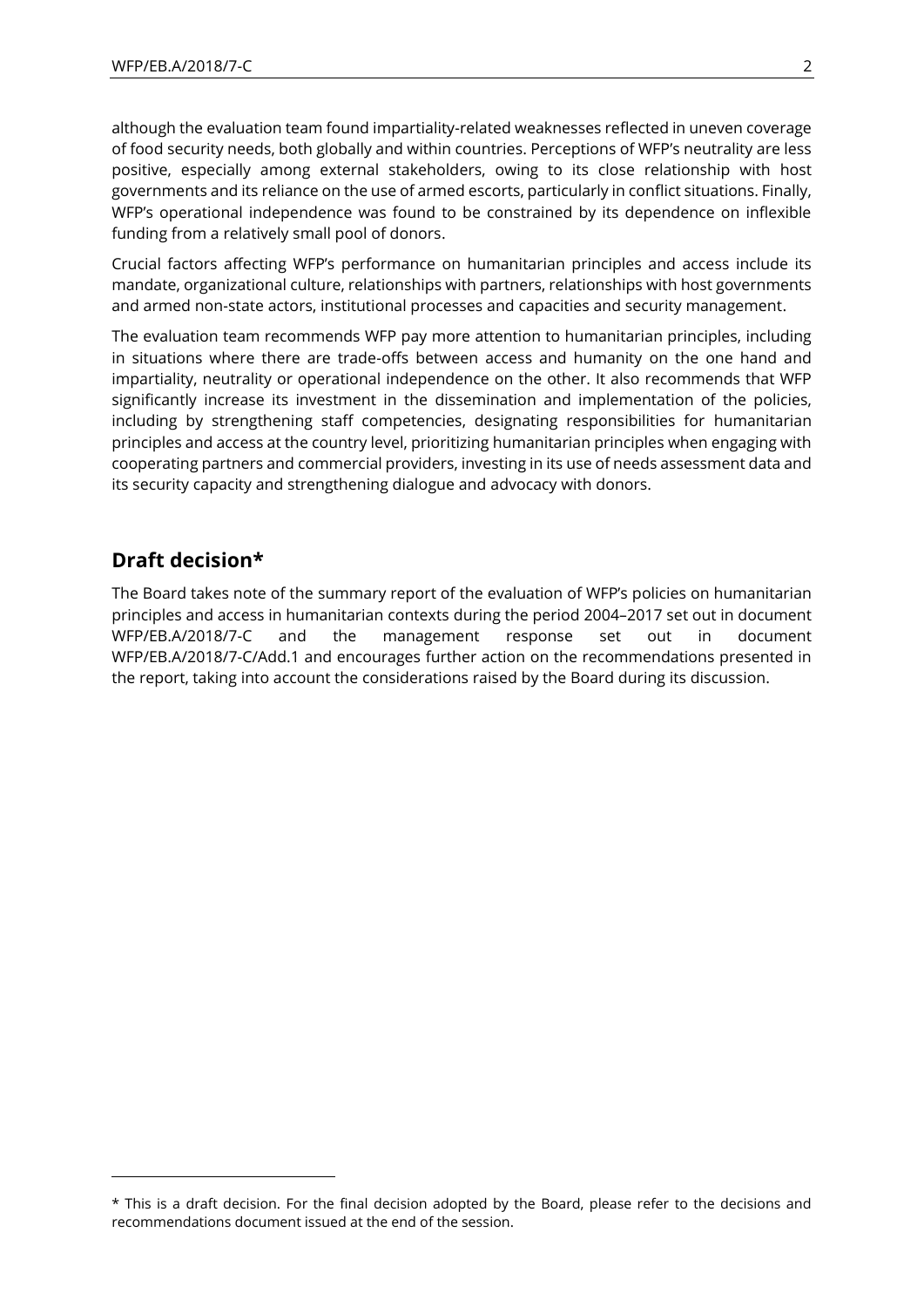although the evaluation team found impartiality-related weaknesses reflected in uneven coverage of food security needs, both globally and within countries. Perceptions of WFP's neutrality are less positive, especially among external stakeholders, owing to its close relationship with host governments and its reliance on the use of armed escorts, particularly in conflict situations. Finally, WFP's operational independence was found to be constrained by its dependence on inflexible funding from a relatively small pool of donors.

Crucial factors affecting WFP's performance on humanitarian principles and access include its mandate, organizational culture, relationships with partners, relationships with host governments and armed non-state actors, institutional processes and capacities and security management.

The evaluation team recommends WFP pay more attention to humanitarian principles, including in situations where there are trade-offs between access and humanity on the one hand and impartiality, neutrality or operational independence on the other. It also recommends that WFP significantly increase its investment in the dissemination and implementation of the policies, including by strengthening staff competencies, designating responsibilities for humanitarian principles and access at the country level, prioritizing humanitarian principles when engaging with cooperating partners and commercial providers, investing in its use of needs assessment data and its security capacity and strengthening dialogue and advocacy with donors.

## Draft decision*

The Board takes note of the summary report of the evaluation of WFP's policies on humanitarian principles and access in humanitarian contexts during the period 2004–2017 set out in document WFP/EB.A/2018/7-C and the management response set out in document WFP/EB.A/2018/7-C/Add.1 and encourages further action on the recommendations presented in the report, taking into account the considerations raised by the Board during its discussion.

---

* This is a draft decision. For the final decision adopted by the Board, please refer to the decisions and recommendations document issued at the end of the session.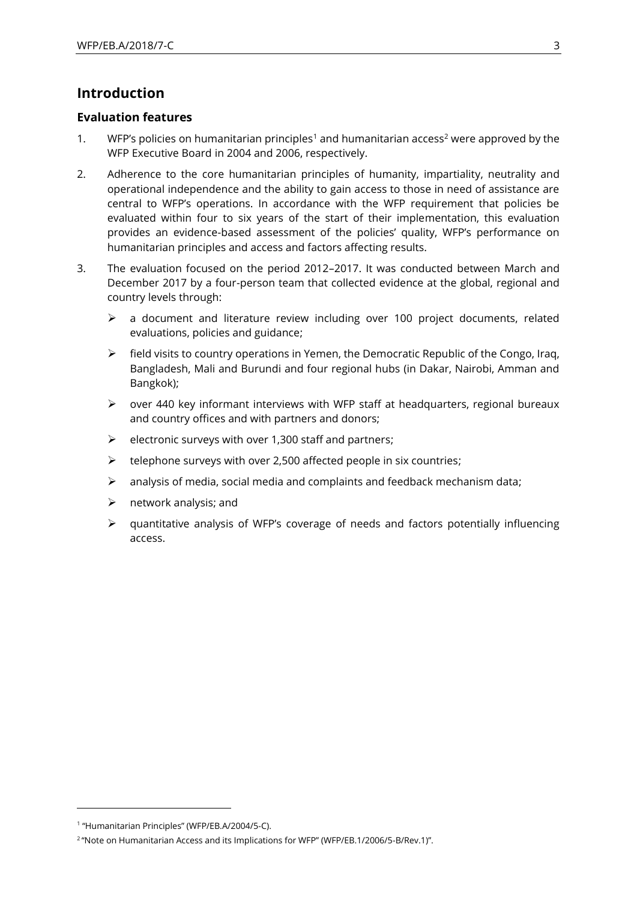# Introduction

## Evaluation features

1. WFP's policies on humanitarian principles[1] and humanitarian access[2] were approved by the WFP Executive Board in 2004 and 2006, respectively.

2. Adherence to the core humanitarian principles of humanity, impartiality, neutrality and operational independence and the ability to gain access to those in need of assistance are central to WFP's operations. In accordance with the WFP requirement that policies be evaluated within four to six years of the start of their implementation, this evaluation provides an evidence-based assessment of the policies' quality, WFP's performance on humanitarian principles and access and factors affecting results.

3. The evaluation focused on the period 2012–2017. It was conducted between March and December 2017 by a four-person team that collected evidence at the global, regional and country levels through:

   - a document and literature review including over 100 project documents, related evaluations, policies and guidance;
   - field visits to country operations in Yemen, the Democratic Republic of the Congo, Iraq, Bangladesh, Mali and Burundi and four regional hubs (in Dakar, Nairobi, Amman and Bangkok);
   - over 440 key informant interviews with WFP staff at headquarters, regional bureaux and country offices and with partners and donors;
   - electronic surveys with over 1,300 staff and partners;
   - telephone surveys with over 2,500 affected people in six countries;
   - analysis of media, social media and complaints and feedback mechanism data;
   - network analysis; and
   - quantitative analysis of WFP's coverage of needs and factors potentially influencing access.

[1] "Humanitarian Principles" (WFP/EB.A/2004/5-C).

[2] "Note on Humanitarian Access and its Implications for WFP" (WFP/EB.1/2006/5-B/Rev.1)".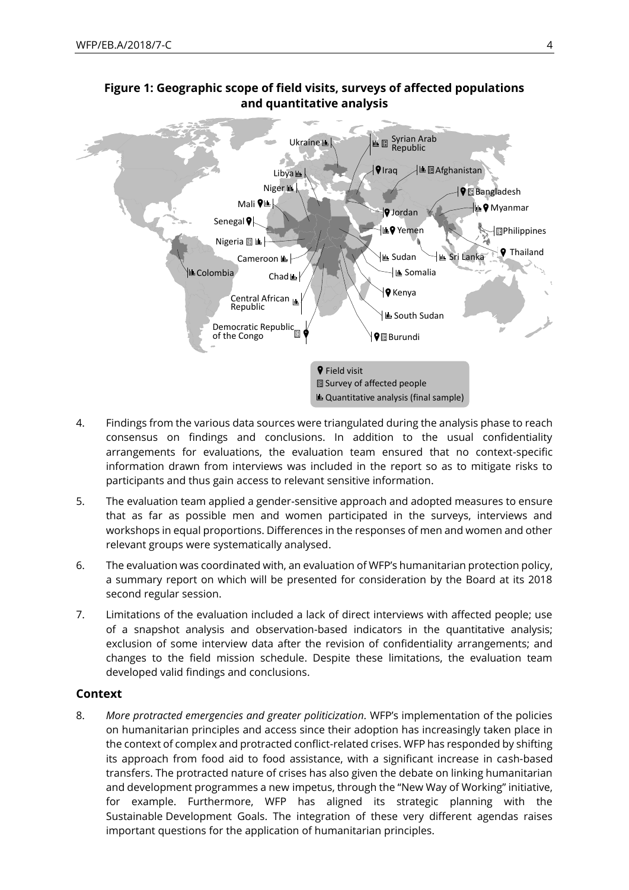**Figure 1: Geographic scope of field visits, surveys of affected populations and quantitative analysis**

4. Findings from the various data sources were triangulated during the analysis phase to reach consensus on findings and conclusions. In addition to the usual confidentiality arrangements for evaluations, the evaluation team ensured that no context-specific information drawn from interviews was included in the report so as to mitigate risks to participants and thus gain access to relevant sensitive information.

5. The evaluation team applied a gender-sensitive approach and adopted measures to ensure that as far as possible men and women participated in the surveys, interviews and workshops in equal proportions. Differences in the responses of men and women and other relevant groups were systematically analysed.

6. The evaluation was coordinated with, an evaluation of WFP's humanitarian protection policy, a summary report on which will be presented for consideration by the Board at its 2018 second regular session.

7. Limitations of the evaluation included a lack of direct interviews with affected people; use of a snapshot analysis and observation-based indicators in the quantitative analysis; exclusion of some interview data after the revision of confidentiality arrangements; and changes to the field mission schedule. Despite these limitations, the evaluation team developed valid findings and conclusions.

## Context

8. *More protracted emergencies and greater politicization.* WFP's implementation of the policies on humanitarian principles and access since their adoption has increasingly taken place in the context of complex and protracted conflict-related crises. WFP has responded by shifting its approach from food aid to food assistance, with a significant increase in cash-based transfers. The protracted nature of crises has also given the debate on linking humanitarian and development programmes a new impetus, through the "New Way of Working" initiative, for example. Furthermore, WFP has aligned its strategic planning with the Sustainable Development Goals. The integration of these very different agendas raises important questions for the application of humanitarian principles.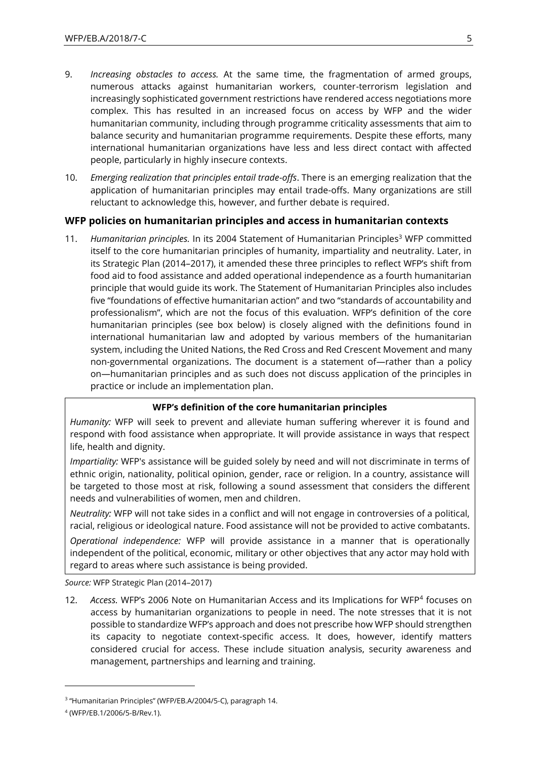9. *Increasing obstacles to access.* At the same time, the fragmentation of armed groups, numerous attacks against humanitarian workers, counter-terrorism legislation and increasingly sophisticated government restrictions have rendered access negotiations more complex. This has resulted in an increased focus on access by WFP and the wider humanitarian community, including through programme criticality assessments that aim to balance security and humanitarian programme requirements. Despite these efforts, many international humanitarian organizations have less and less direct contact with affected people, particularly in highly insecure contexts.

10. *Emerging realization that principles entail trade-offs*. There is an emerging realization that the application of humanitarian principles may entail trade-offs. Many organizations are still reluctant to acknowledge this, however, and further debate is required.

## WFP policies on humanitarian principles and access in humanitarian contexts

11. *Humanitarian principles.* In its 2004 Statement of Humanitarian Principles[3] WFP committed itself to the core humanitarian principles of humanity, impartiality and neutrality. Later, in its Strategic Plan (2014–2017), it amended these three principles to reflect WFP's shift from food aid to food assistance and added operational independence as a fourth humanitarian principle that would guide its work. The Statement of Humanitarian Principles also includes five "foundations of effective humanitarian action" and two "standards of accountability and professionalism", which are not the focus of this evaluation. WFP's definition of the core humanitarian principles (see box below) is closely aligned with the definitions found in international humanitarian law and adopted by various members of the humanitarian system, including the United Nations, the Red Cross and Red Crescent Movement and many non-governmental organizations. The document is a statement of—rather than a policy on—humanitarian principles and as such does not discuss application of the principles in practice or include an implementation plan.

**WFP's definition of the core humanitarian principles**

*Humanity:* WFP will seek to prevent and alleviate human suffering wherever it is found and respond with food assistance when appropriate. It will provide assistance in ways that respect life, health and dignity.

*Impartiality:* WFP's assistance will be guided solely by need and will not discriminate in terms of ethnic origin, nationality, political opinion, gender, race or religion. In a country, assistance will be targeted to those most at risk, following a sound assessment that considers the different needs and vulnerabilities of women, men and children.

*Neutrality:* WFP will not take sides in a conflict and will not engage in controversies of a political, racial, religious or ideological nature. Food assistance will not be provided to active combatants.

*Operational independence:* WFP will provide assistance in a manner that is operationally independent of the political, economic, military or other objectives that any actor may hold with regard to areas where such assistance is being provided.

*Source:* WFP Strategic Plan (2014–2017)

12. *Access.* WFP's 2006 Note on Humanitarian Access and its Implications for WFP[4] focuses on access by humanitarian organizations to people in need. The note stresses that it is not possible to standardize WFP's approach and does not prescribe how WFP should strengthen its capacity to negotiate context-specific access. It does, however, identify matters considered crucial for access. These include situation analysis, security awareness and management, partnerships and learning and training.

---

[3] "Humanitarian Principles" (WFP/EB.A/2004/5-C), paragraph 14.

[4] (WFP/EB.1/2006/5-B/Rev.1).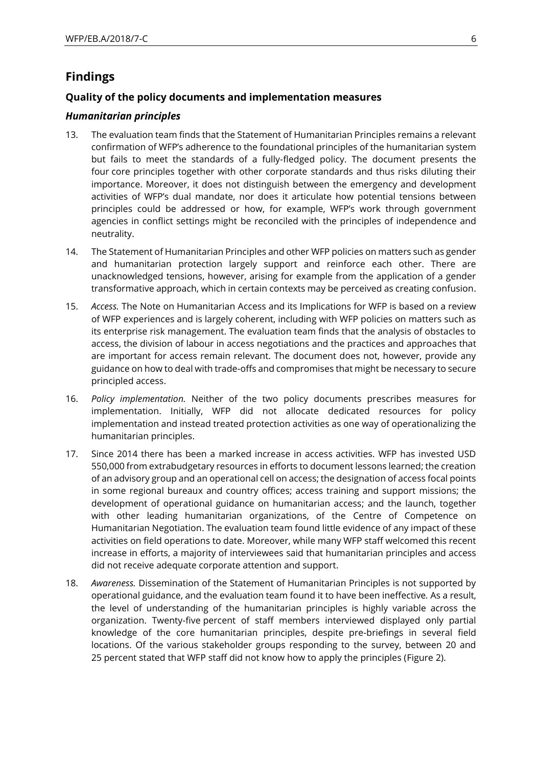## Findings

### Quality of the policy documents and implementation measures

#### *Humanitarian principles*

13. The evaluation team finds that the Statement of Humanitarian Principles remains a relevant confirmation of WFP's adherence to the foundational principles of the humanitarian system but fails to meet the standards of a fully-fledged policy. The document presents the four core principles together with other corporate standards and thus risks diluting their importance. Moreover, it does not distinguish between the emergency and development activities of WFP's dual mandate, nor does it articulate how potential tensions between principles could be addressed or how, for example, WFP's work through government agencies in conflict settings might be reconciled with the principles of independence and neutrality.

14. The Statement of Humanitarian Principles and other WFP policies on matters such as gender and humanitarian protection largely support and reinforce each other. There are unacknowledged tensions, however, arising for example from the application of a gender transformative approach, which in certain contexts may be perceived as creating confusion.

15. *Access.* The Note on Humanitarian Access and its Implications for WFP is based on a review of WFP experiences and is largely coherent, including with WFP policies on matters such as its enterprise risk management. The evaluation team finds that the analysis of obstacles to access, the division of labour in access negotiations and the practices and approaches that are important for access remain relevant. The document does not, however, provide any guidance on how to deal with trade-offs and compromises that might be necessary to secure principled access.

16. *Policy implementation.* Neither of the two policy documents prescribes measures for implementation. Initially, WFP did not allocate dedicated resources for policy implementation and instead treated protection activities as one way of operationalizing the humanitarian principles.

17. Since 2014 there has been a marked increase in access activities. WFP has invested USD 550,000 from extrabudgetary resources in efforts to document lessons learned; the creation of an advisory group and an operational cell on access; the designation of access focal points in some regional bureaux and country offices; access training and support missions; the development of operational guidance on humanitarian access; and the launch, together with other leading humanitarian organizations, of the Centre of Competence on Humanitarian Negotiation. The evaluation team found little evidence of any impact of these activities on field operations to date. Moreover, while many WFP staff welcomed this recent increase in efforts, a majority of interviewees said that humanitarian principles and access did not receive adequate corporate attention and support.

18. *Awareness.* Dissemination of the Statement of Humanitarian Principles is not supported by operational guidance, and the evaluation team found it to have been ineffective. As a result, the level of understanding of the humanitarian principles is highly variable across the organization. Twenty-five percent of staff members interviewed displayed only partial knowledge of the core humanitarian principles, despite pre-briefings in several field locations. Of the various stakeholder groups responding to the survey, between 20 and 25 percent stated that WFP staff did not know how to apply the principles (Figure 2).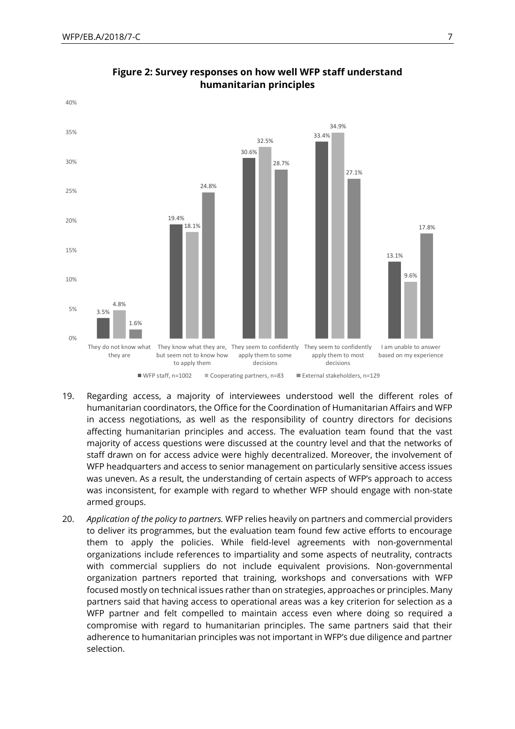**Figure 2: Survey responses on how well WFP staff understand humanitarian principles**

| | WFP staff, n=1002 | Cooperating partners, n=83 | External stakeholders, n=129 |
|---|---|---|---|
| They do not know what they are | 3.5% | 4.8% | 1.6% |
| They know what they are, but seem not to know how to apply them | 19.4% | 18.1% | 24.8% |
| They seem to confidently apply them to some decisions | 30.6% | 32.5% | 28.7% |
| They seem to confidently apply them to most decisions | 33.4% | 34.9% | 27.1% |
| I am unable to answer based on my experience | 13.1% | 9.6% | 17.8% |

19. Regarding access, a majority of interviewees understood well the different roles of humanitarian coordinators, the Office for the Coordination of Humanitarian Affairs and WFP in access negotiations, as well as the responsibility of country directors for decisions affecting humanitarian principles and access. The evaluation team found that the vast majority of access questions were discussed at the country level and that the networks of staff drawn on for access advice were highly decentralized. Moreover, the involvement of WFP headquarters and access to senior management on particularly sensitive access issues was uneven. As a result, the understanding of certain aspects of WFP's approach to access was inconsistent, for example with regard to whether WFP should engage with non-state armed groups.

20. *Application of the policy to partners.* WFP relies heavily on partners and commercial providers to deliver its programmes, but the evaluation team found few active efforts to encourage them to apply the policies. While field-level agreements with non-governmental organizations include references to impartiality and some aspects of neutrality, contracts with commercial suppliers do not include equivalent provisions. Non-governmental organization partners reported that training, workshops and conversations with WFP focused mostly on technical issues rather than on strategies, approaches or principles. Many partners said that having access to operational areas was a key criterion for selection as a WFP partner and felt compelled to maintain access even where doing so required a compromise with regard to humanitarian principles. The same partners said that their adherence to humanitarian principles was not important in WFP's due diligence and partner selection.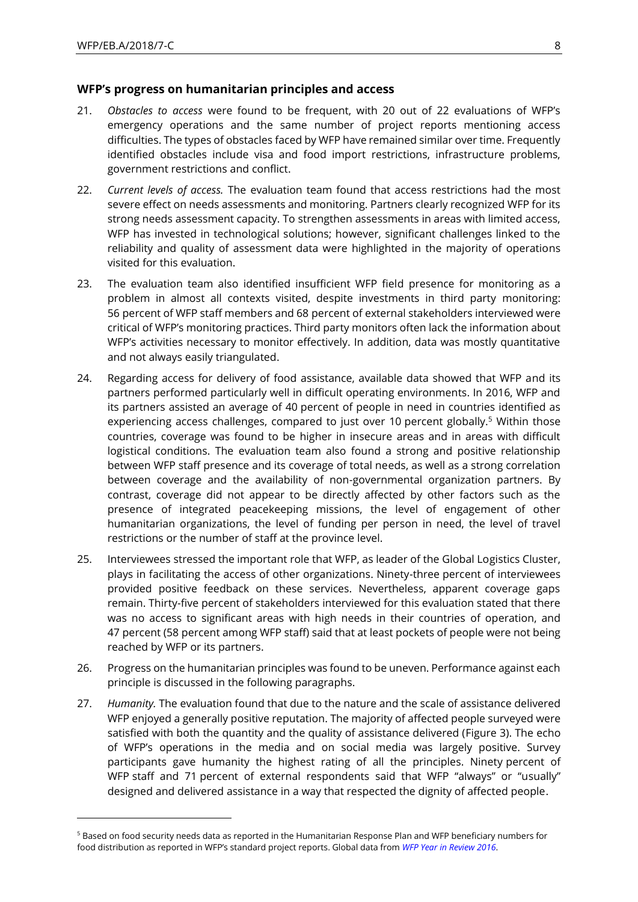## WFP's progress on humanitarian principles and access

21. *Obstacles to access* were found to be frequent, with 20 out of 22 evaluations of WFP's emergency operations and the same number of project reports mentioning access difficulties. The types of obstacles faced by WFP have remained similar over time. Frequently identified obstacles include visa and food import restrictions, infrastructure problems, government restrictions and conflict.

22. *Current levels of access.* The evaluation team found that access restrictions had the most severe effect on needs assessments and monitoring. Partners clearly recognized WFP for its strong needs assessment capacity. To strengthen assessments in areas with limited access, WFP has invested in technological solutions; however, significant challenges linked to the reliability and quality of assessment data were highlighted in the majority of operations visited for this evaluation.

23. The evaluation team also identified insufficient WFP field presence for monitoring as a problem in almost all contexts visited, despite investments in third party monitoring: 56 percent of WFP staff members and 68 percent of external stakeholders interviewed were critical of WFP's monitoring practices. Third party monitors often lack the information about WFP's activities necessary to monitor effectively. In addition, data was mostly quantitative and not always easily triangulated.

24. Regarding access for delivery of food assistance, available data showed that WFP and its partners performed particularly well in difficult operating environments. In 2016, WFP and its partners assisted an average of 40 percent of people in need in countries identified as experiencing access challenges, compared to just over 10 percent globally.[5] Within those countries, coverage was found to be higher in insecure areas and in areas with difficult logistical conditions. The evaluation team also found a strong and positive relationship between WFP staff presence and its coverage of total needs, as well as a strong correlation between coverage and the availability of non-governmental organization partners. By contrast, coverage did not appear to be directly affected by other factors such as the presence of integrated peacekeeping missions, the level of engagement of other humanitarian organizations, the level of funding per person in need, the level of travel restrictions or the number of staff at the province level.

25. Interviewees stressed the important role that WFP, as leader of the Global Logistics Cluster, plays in facilitating the access of other organizations. Ninety-three percent of interviewees provided positive feedback on these services. Nevertheless, apparent coverage gaps remain. Thirty-five percent of stakeholders interviewed for this evaluation stated that there was no access to significant areas with high needs in their countries of operation, and 47 percent (58 percent among WFP staff) said that at least pockets of people were not being reached by WFP or its partners.

26. Progress on the humanitarian principles was found to be uneven. Performance against each principle is discussed in the following paragraphs.

27. *Humanity.* The evaluation found that due to the nature and the scale of assistance delivered WFP enjoyed a generally positive reputation. The majority of affected people surveyed were satisfied with both the quantity and the quality of assistance delivered (Figure 3). The echo of WFP's operations in the media and on social media was largely positive. Survey participants gave humanity the highest rating of all the principles. Ninety percent of WFP staff and 71 percent of external respondents said that WFP "always" or "usually" designed and delivered assistance in a way that respected the dignity of affected people.

---

[5] Based on food security needs data as reported in the Humanitarian Response Plan and WFP beneficiary numbers for food distribution as reported in WFP's standard project reports. Global data from *WFP Year in Review 2016*.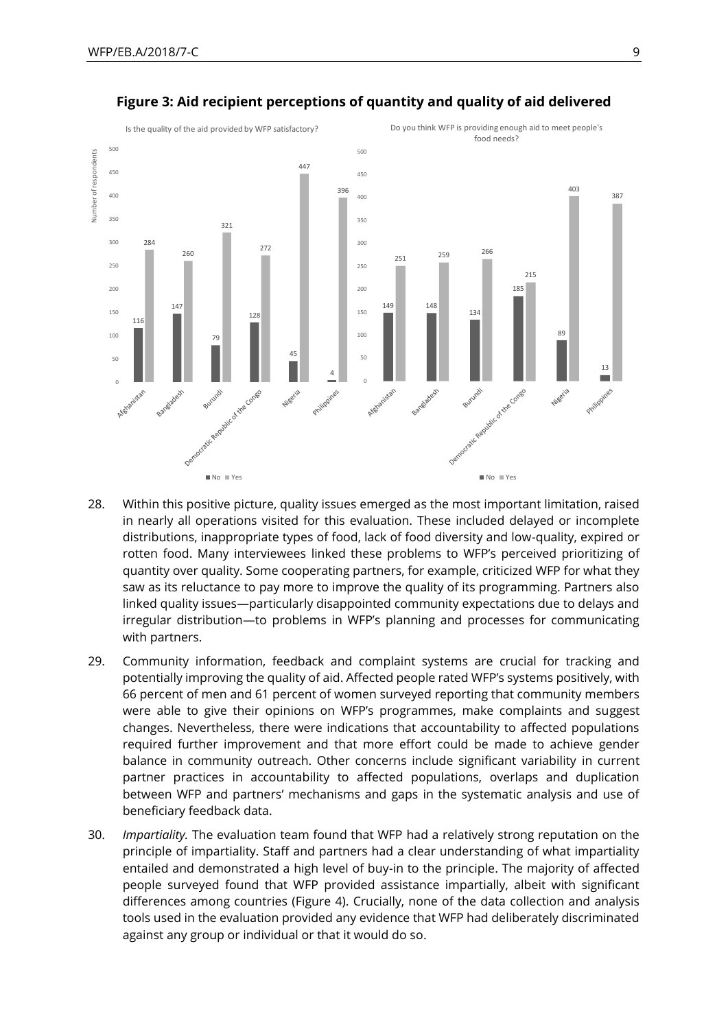**Figure 3: Aid recipient perceptions of quantity and quality of aid delivered**

Is the quality of the aid provided by WFP satisfactory?

| Country | No | Yes |
|---|---|---|
| Afghanistan | 116 | 284 |
| Bangladesh | 147 | 260 |
| Burundi | 79 | 321 |
| Democratic Republic of the Congo | 128 | 272 |
| Nigeria | 45 | 447 |
| Philippines | 4 | 396 |

Do you think WFP is providing enough aid to meet people's food needs?

| Country | No | Yes |
|---|---|---|
| Afghanistan | 149 | 251 |
| Bangladesh | 148 | 259 |
| Burundi | 134 | 266 |
| Democratic Republic of the Congo | 185 | 215 |
| Nigeria | 89 | 403 |
| Philippines | 13 | 387 |

28. Within this positive picture, quality issues emerged as the most important limitation, raised in nearly all operations visited for this evaluation. These included delayed or incomplete distributions, inappropriate types of food, lack of food diversity and low-quality, expired or rotten food. Many interviewees linked these problems to WFP's perceived prioritizing of quantity over quality. Some cooperating partners, for example, criticized WFP for what they saw as its reluctance to pay more to improve the quality of its programming. Partners also linked quality issues—particularly disappointed community expectations due to delays and irregular distribution—to problems in WFP's planning and processes for communicating with partners.

29. Community information, feedback and complaint systems are crucial for tracking and potentially improving the quality of aid. Affected people rated WFP's systems positively, with 66 percent of men and 61 percent of women surveyed reporting that community members were able to give their opinions on WFP's programmes, make complaints and suggest changes. Nevertheless, there were indications that accountability to affected populations required further improvement and that more effort could be made to achieve gender balance in community outreach. Other concerns include significant variability in current partner practices in accountability to affected populations, overlaps and duplication between WFP and partners' mechanisms and gaps in the systematic analysis and use of beneficiary feedback data.

30. *Impartiality.* The evaluation team found that WFP had a relatively strong reputation on the principle of impartiality. Staff and partners had a clear understanding of what impartiality entailed and demonstrated a high level of buy-in to the principle. The majority of affected people surveyed found that WFP provided assistance impartially, albeit with significant differences among countries (Figure 4). Crucially, none of the data collection and analysis tools used in the evaluation provided any evidence that WFP had deliberately discriminated against any group or individual or that it would do so.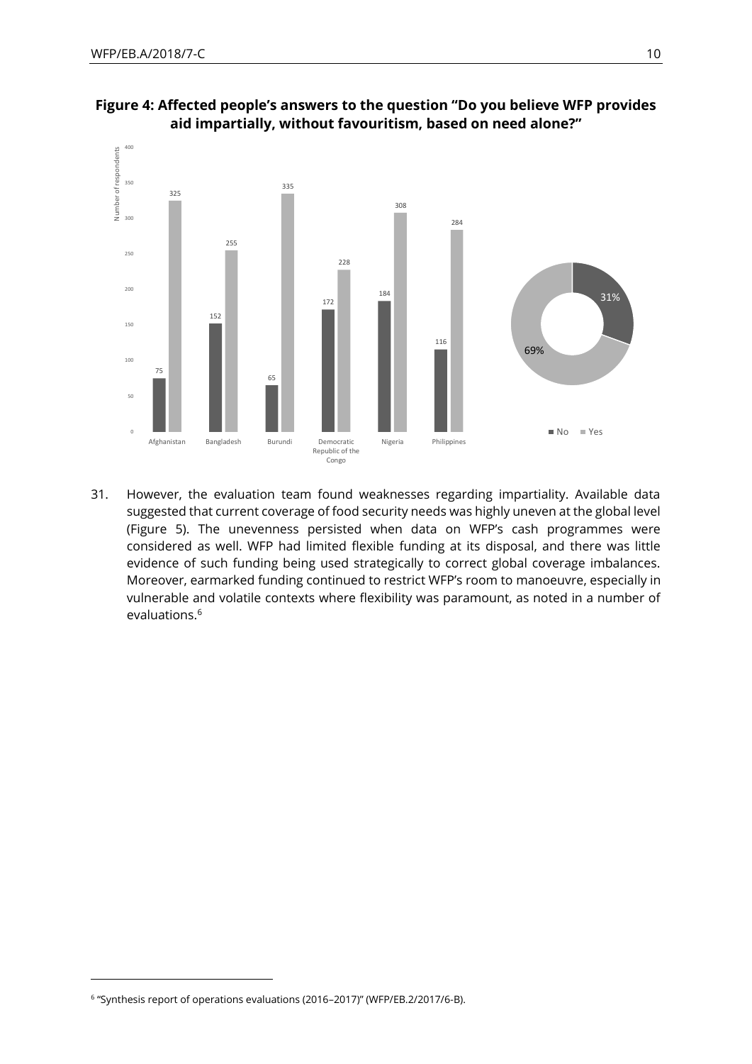**Figure 4: Affected people's answers to the question "Do you believe WFP provides aid impartially, without favouritism, based on need alone?"**

| Country | No | Yes |
|---|---|---|
| Afghanistan | 75 | 325 |
| Bangladesh | 152 | 255 |
| Burundi | 65 | 335 |
| Democratic Republic of the Congo | 172 | 228 |
| Nigeria | 184 | 308 |
| Philippines | 116 | 284 |

Overall: No 31%, Yes 69%

31. However, the evaluation team found weaknesses regarding impartiality. Available data suggested that current coverage of food security needs was highly uneven at the global level (Figure 5). The unevenness persisted when data on WFP's cash programmes were considered as well. WFP had limited flexible funding at its disposal, and there was little evidence of such funding being used strategically to correct global coverage imbalances. Moreover, earmarked funding continued to restrict WFP's room to manoeuvre, especially in vulnerable and volatile contexts where flexibility was paramount, as noted in a number of evaluations.[6]

[6] "Synthesis report of operations evaluations (2016–2017)" (WFP/EB.2/2017/6-B).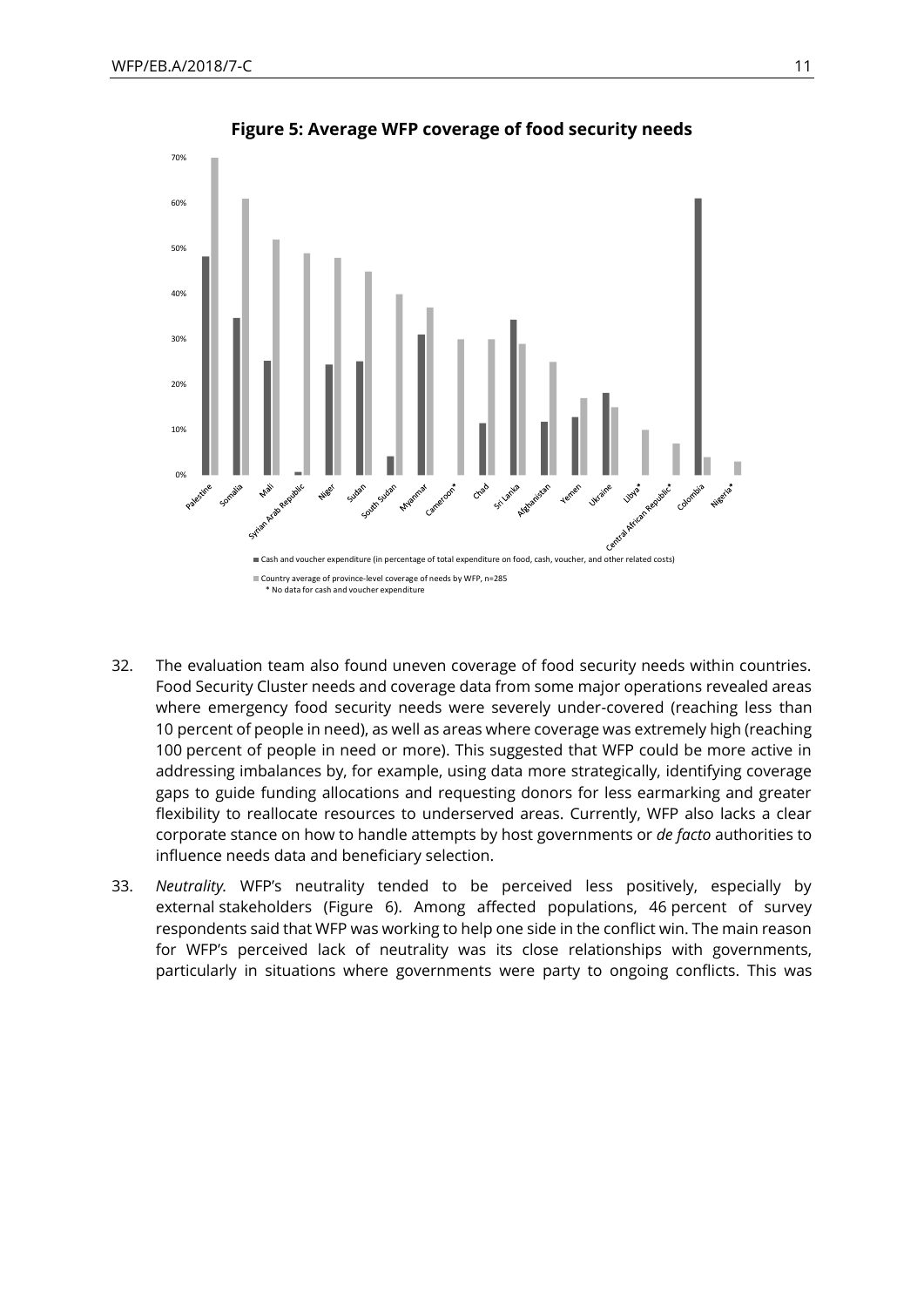**Figure 5: Average WFP coverage of food security needs**

■ Cash and voucher expenditure (in percentage of total expenditure on food, cash, voucher, and other related costs)

■ Country average of province-level coverage of needs by WFP, n=285

\* No data for cash and voucher expenditure

32. The evaluation team also found uneven coverage of food security needs within countries. Food Security Cluster needs and coverage data from some major operations revealed areas where emergency food security needs were severely under-covered (reaching less than 10 percent of people in need), as well as areas where coverage was extremely high (reaching 100 percent of people in need or more). This suggested that WFP could be more active in addressing imbalances by, for example, using data more strategically, identifying coverage gaps to guide funding allocations and requesting donors for less earmarking and greater flexibility to reallocate resources to underserved areas. Currently, WFP also lacks a clear corporate stance on how to handle attempts by host governments or *de facto* authorities to influence needs data and beneficiary selection.

33. *Neutrality.* WFP's neutrality tended to be perceived less positively, especially by external stakeholders (Figure 6). Among affected populations, 46 percent of survey respondents said that WFP was working to help one side in the conflict win. The main reason for WFP's perceived lack of neutrality was its close relationships with governments, particularly in situations where governments were party to ongoing conflicts. This was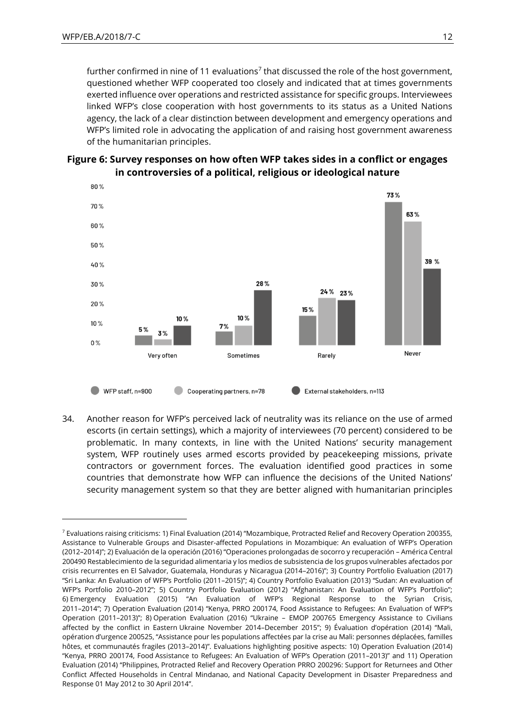further confirmed in nine of 11 evaluations[7] that discussed the role of the host government, questioned whether WFP cooperated too closely and indicated that at times governments exerted influence over operations and restricted assistance for specific groups. Interviewees linked WFP's close cooperation with host governments to its status as a United Nations agency, the lack of a clear distinction between development and emergency operations and WFP's limited role in advocating the application of and raising host government awareness of the humanitarian principles.

**Figure 6: Survey responses on how often WFP takes sides in a conflict or engages in controversies of a political, religious or ideological nature**

| | WFP staff, n=900 | Cooperating partners, n=78 | External stakeholders, n=113 |
|---|---|---|---|
| Very often | 5% | 3% | 10% |
| Sometimes | 7% | 10% | 28% |
| Rarely | 15% | 24% | 23% |
| Never | 73% | 63% | 39% |

34. Another reason for WFP's perceived lack of neutrality was its reliance on the use of armed escorts (in certain settings), which a majority of interviewees (70 percent) considered to be problematic. In many contexts, in line with the United Nations' security management system, WFP routinely uses armed escorts provided by peacekeeping missions, private contractors or government forces. The evaluation identified good practices in some countries that demonstrate how WFP can influence the decisions of the United Nations' security management system so that they are better aligned with humanitarian principles

---

[7] Evaluations raising criticisms: 1) Final Evaluation (2014) "Mozambique, Protracted Relief and Recovery Operation 200355, Assistance to Vulnerable Groups and Disaster-affected Populations in Mozambique: An evaluation of WFP's Operation (2012–2014)"; 2) Evaluación de la operación (2016) "Operaciones prolongadas de socorro y recuperación – América Central 200490 Restablecimiento de la seguridad alimentaria y los medios de subsistencia de los grupos vulnerables afectados por crisis recurrentes en El Salvador, Guatemala, Honduras y Nicaragua (2014–2016)"; 3) Country Portfolio Evaluation (2017) "Sri Lanka: An Evaluation of WFP's Portfolio (2011–2015)"; 4) Country Portfolio Evaluation (2013) "Sudan: An evaluation of WFP's Portfolio 2010–2012"; 5) Country Portfolio Evaluation (2012) "Afghanistan: An Evaluation of WFP's Portfolio"; 6) Emergency Evaluation (2015) "An Evaluation of WFP's Regional Response to the Syrian Crisis, 2011–2014"; 7) Operation Evaluation (2014) "Kenya, PRRO 200174, Food Assistance to Refugees: An Evaluation of WFP's Operation (2011–2013)"; 8) Operation Evaluation (2016) "Ukraine – EMOP 200765 Emergency Assistance to Civilians affected by the conflict in Eastern Ukraine November 2014–December 2015"; 9) Évaluation d'opération (2014) "Mali, opération d'urgence 200525, "Assistance pour les populations affectées par la crise au Mali: personnes déplacées, familles hôtes, et communautés fragiles (2013–2014)". Evaluations highlighting positive aspects: 10) Operation Evaluation (2014) "Kenya, PRRO 200174, Food Assistance to Refugees: An Evaluation of WFP's Operation (2011–2013)" and 11) Operation Evaluation (2014) "Philippines, Protracted Relief and Recovery Operation PRRO 200296: Support for Returnees and Other Conflict Affected Households in Central Mindanao, and National Capacity Development in Disaster Preparedness and Response 01 May 2012 to 30 April 2014".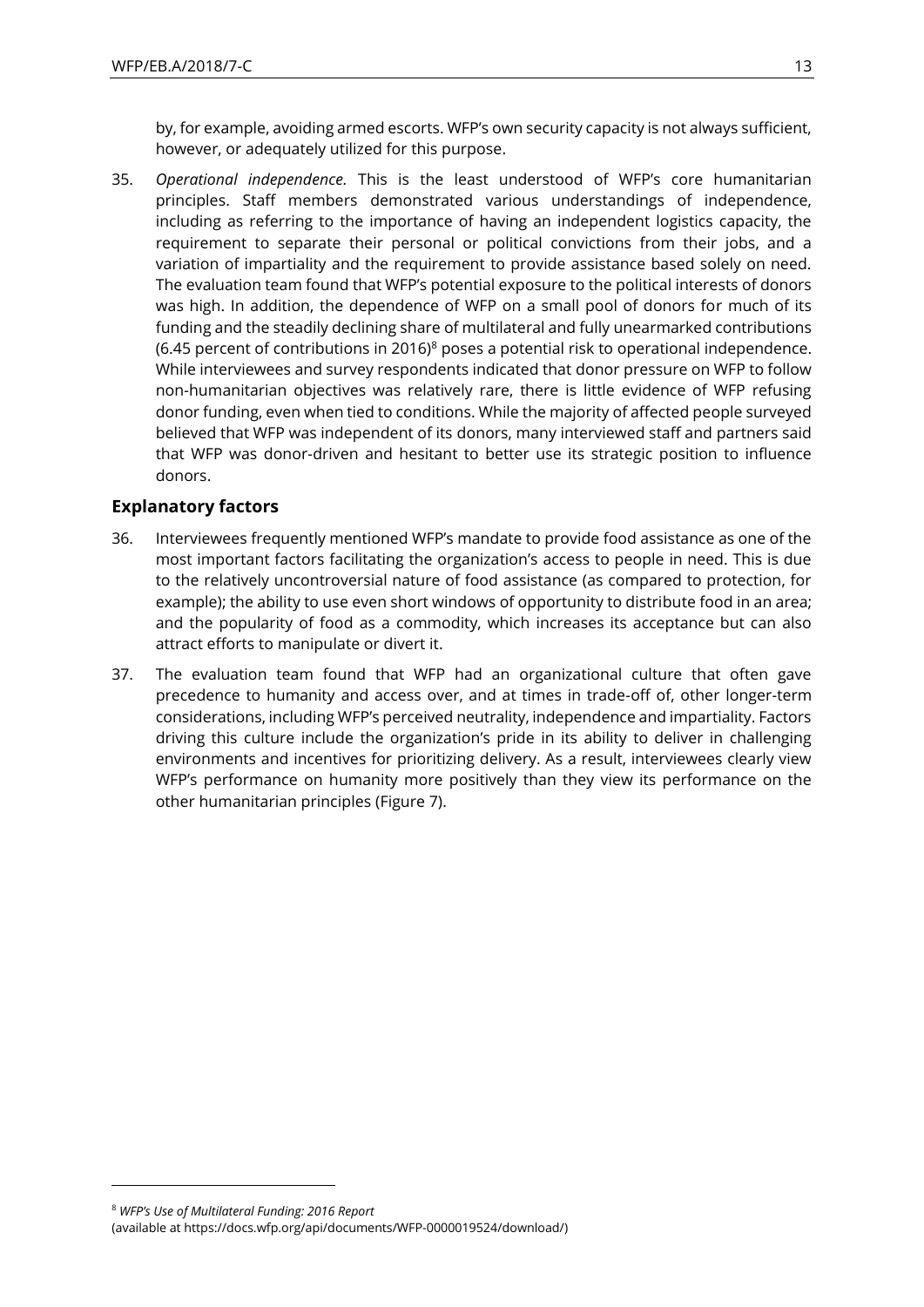by, for example, avoiding armed escorts. WFP's own security capacity is not always sufficient, however, or adequately utilized for this purpose.

35. *Operational independence.* This is the least understood of WFP's core humanitarian principles. Staff members demonstrated various understandings of independence, including as referring to the importance of having an independent logistics capacity, the requirement to separate their personal or political convictions from their jobs, and a variation of impartiality and the requirement to provide assistance based solely on need. The evaluation team found that WFP's potential exposure to the political interests of donors was high. In addition, the dependence of WFP on a small pool of donors for much of its funding and the steadily declining share of multilateral and fully unearmarked contributions (6.45 percent of contributions in 2016)[8] poses a potential risk to operational independence. While interviewees and survey respondents indicated that donor pressure on WFP to follow non-humanitarian objectives was relatively rare, there is little evidence of WFP refusing donor funding, even when tied to conditions. While the majority of affected people surveyed believed that WFP was independent of its donors, many interviewed staff and partners said that WFP was donor-driven and hesitant to better use its strategic position to influence donors.

## Explanatory factors

36. Interviewees frequently mentioned WFP's mandate to provide food assistance as one of the most important factors facilitating the organization's access to people in need. This is due to the relatively uncontroversial nature of food assistance (as compared to protection, for example); the ability to use even short windows of opportunity to distribute food in an area; and the popularity of food as a commodity, which increases its acceptance but can also attract efforts to manipulate or divert it.

37. The evaluation team found that WFP had an organizational culture that often gave precedence to humanity and access over, and at times in trade-off of, other longer-term considerations, including WFP's perceived neutrality, independence and impartiality. Factors driving this culture include the organization's pride in its ability to deliver in challenging environments and incentives for prioritizing delivery. As a result, interviewees clearly view WFP's performance on humanity more positively than they view its performance on the other humanitarian principles (Figure 7).

---

[8] *WFP's Use of Multilateral Funding: 2016 Report*
(available at https://docs.wfp.org/api/documents/WFP-0000019524/download/)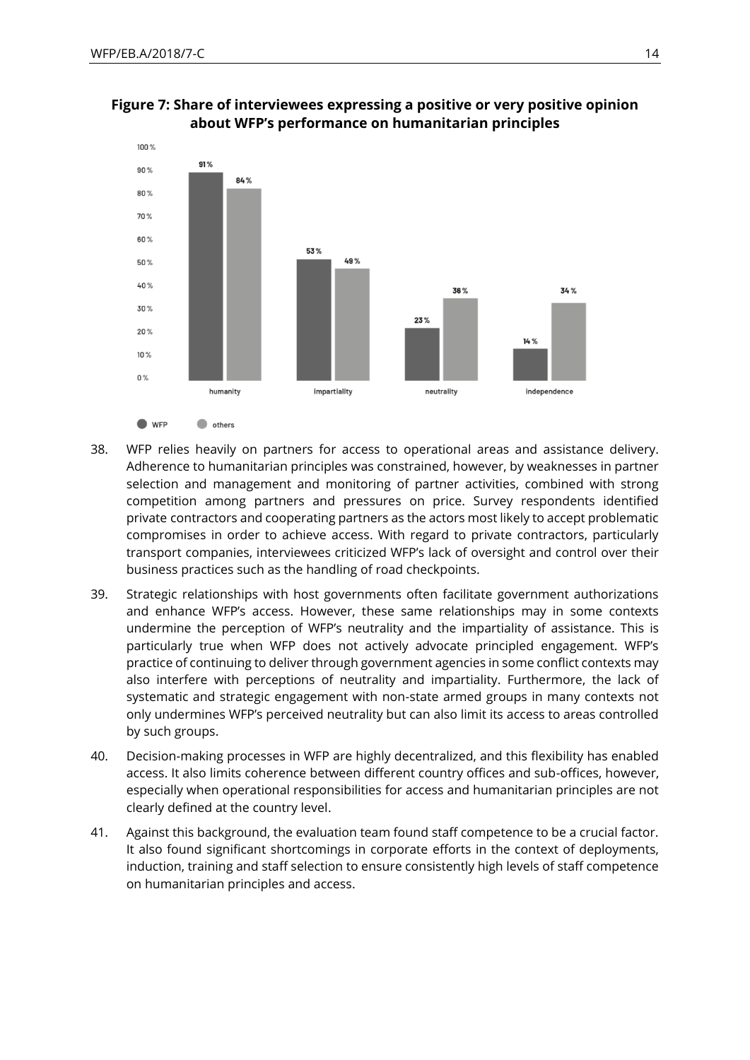**Figure 7: Share of interviewees expressing a positive or very positive opinion about WFP's performance on humanitarian principles**

| | humanity | impartiality | neutrality | independence |
|---|---|---|---|---|
| WFP | 91 % | 53 % | 23 % | 14 % |
| others | 84 % | 49 % | 36 % | 34 % |

38. WFP relies heavily on partners for access to operational areas and assistance delivery. Adherence to humanitarian principles was constrained, however, by weaknesses in partner selection and management and monitoring of partner activities, combined with strong competition among partners and pressures on price. Survey respondents identified private contractors and cooperating partners as the actors most likely to accept problematic compromises in order to achieve access. With regard to private contractors, particularly transport companies, interviewees criticized WFP's lack of oversight and control over their business practices such as the handling of road checkpoints.

39. Strategic relationships with host governments often facilitate government authorizations and enhance WFP's access. However, these same relationships may in some contexts undermine the perception of WFP's neutrality and the impartiality of assistance. This is particularly true when WFP does not actively advocate principled engagement. WFP's practice of continuing to deliver through government agencies in some conflict contexts may also interfere with perceptions of neutrality and impartiality. Furthermore, the lack of systematic and strategic engagement with non-state armed groups in many contexts not only undermines WFP's perceived neutrality but can also limit its access to areas controlled by such groups.

40. Decision-making processes in WFP are highly decentralized, and this flexibility has enabled access. It also limits coherence between different country offices and sub-offices, however, especially when operational responsibilities for access and humanitarian principles are not clearly defined at the country level.

41. Against this background, the evaluation team found staff competence to be a crucial factor. It also found significant shortcomings in corporate efforts in the context of deployments, induction, training and staff selection to ensure consistently high levels of staff competence on humanitarian principles and access.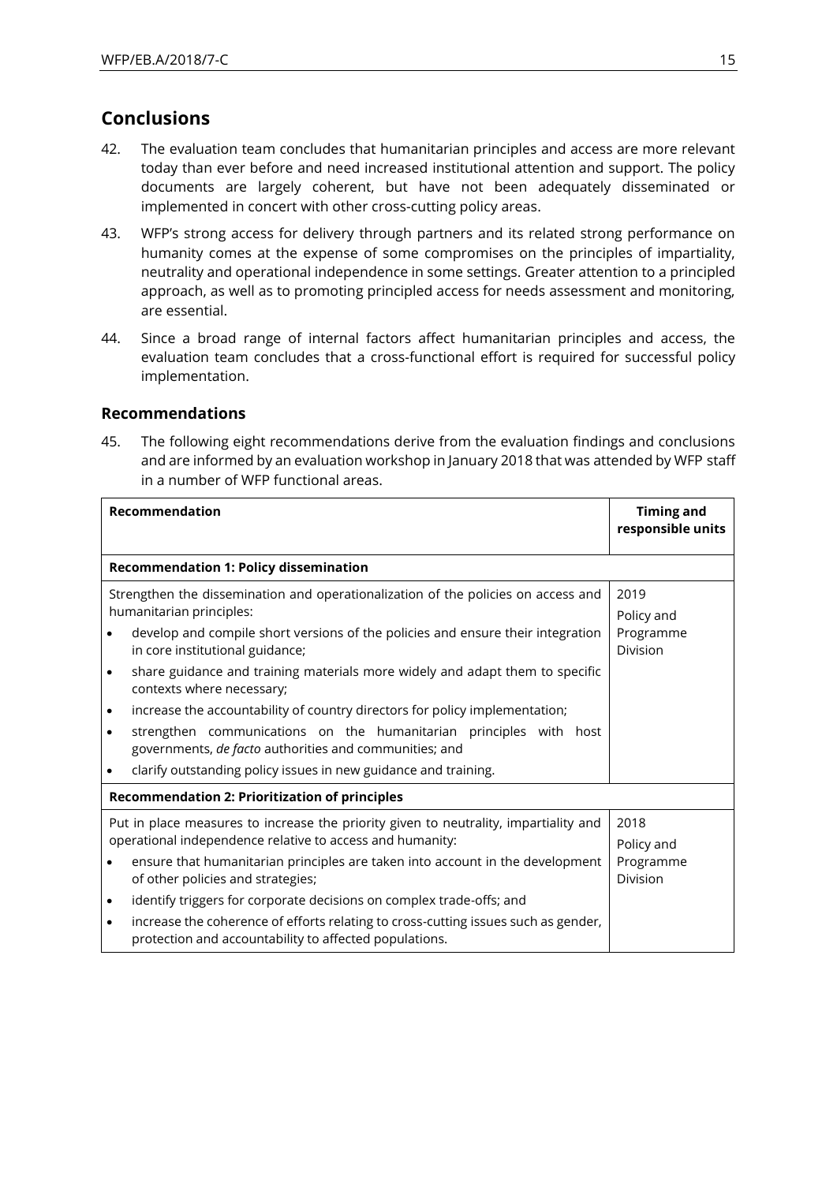## Conclusions

42. The evaluation team concludes that humanitarian principles and access are more relevant today than ever before and need increased institutional attention and support. The policy documents are largely coherent, but have not been adequately disseminated or implemented in concert with other cross-cutting policy areas.

43. WFP's strong access for delivery through partners and its related strong performance on humanity comes at the expense of some compromises on the principles of impartiality, neutrality and operational independence in some settings. Greater attention to a principled approach, as well as to promoting principled access for needs assessment and monitoring, are essential.

44. Since a broad range of internal factors affect humanitarian principles and access, the evaluation team concludes that a cross-functional effort is required for successful policy implementation.

### Recommendations

45. The following eight recommendations derive from the evaluation findings and conclusions and are informed by an evaluation workshop in January 2018 that was attended by WFP staff in a number of WFP functional areas.

| Recommendation | Timing and responsible units |
|---|---|
| **Recommendation 1: Policy dissemination** | |
| Strengthen the dissemination and operationalization of the policies on access and humanitarian principles:<br>• develop and compile short versions of the policies and ensure their integration in core institutional guidance;<br>• share guidance and training materials more widely and adapt them to specific contexts where necessary;<br>• increase the accountability of country directors for policy implementation;<br>• strengthen communications on the humanitarian principles with host governments, *de facto* authorities and communities; and<br>• clarify outstanding policy issues in new guidance and training. | 2019<br>Policy and Programme Division |
| **Recommendation 2: Prioritization of principles** | |
| Put in place measures to increase the priority given to neutrality, impartiality and operational independence relative to access and humanity:<br>• ensure that humanitarian principles are taken into account in the development of other policies and strategies;<br>• identify triggers for corporate decisions on complex trade-offs; and<br>• increase the coherence of efforts relating to cross-cutting issues such as gender, protection and accountability to affected populations. | 2018<br>Policy and Programme Division |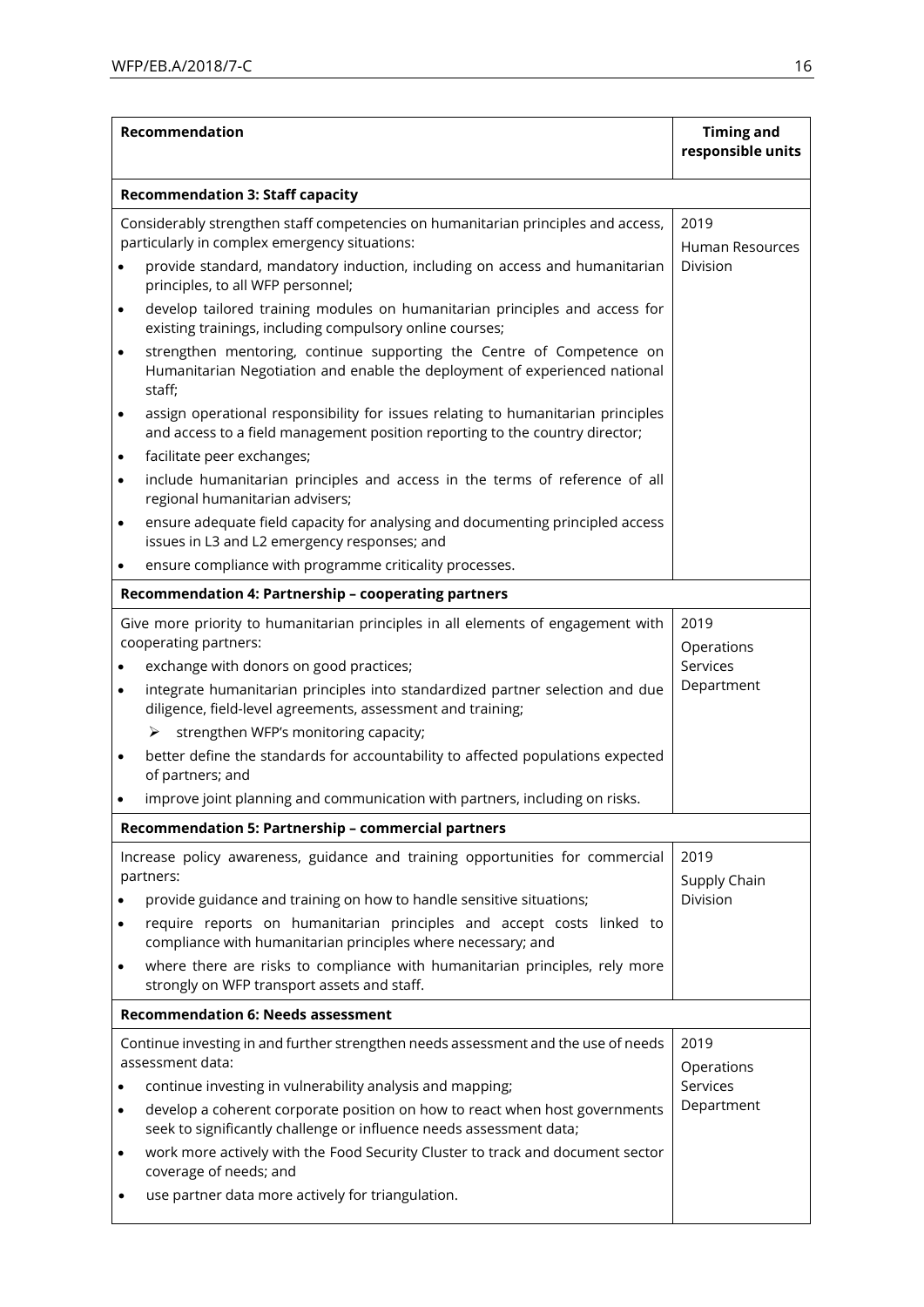| Recommendation | Timing and responsible units |
|---|---|
| **Recommendation 3: Staff capacity** | |
| Considerably strengthen staff competencies on humanitarian principles and access, particularly in complex emergency situations:<br>• provide standard, mandatory induction, including on access and humanitarian principles, to all WFP personnel;<br>• develop tailored training modules on humanitarian principles and access for existing trainings, including compulsory online courses;<br>• strengthen mentoring, continue supporting the Centre of Competence on Humanitarian Negotiation and enable the deployment of experienced national staff;<br>• assign operational responsibility for issues relating to humanitarian principles and access to a field management position reporting to the country director;<br>• facilitate peer exchanges;<br>• include humanitarian principles and access in the terms of reference of all regional humanitarian advisers;<br>• ensure adequate field capacity for analysing and documenting principled access issues in L3 and L2 emergency responses; and<br>• ensure compliance with programme criticality processes. | 2019<br>Human Resources Division |
| **Recommendation 4: Partnership – cooperating partners** | |
| Give more priority to humanitarian principles in all elements of engagement with cooperating partners:<br>• exchange with donors on good practices;<br>• integrate humanitarian principles into standardized partner selection and due diligence, field-level agreements, assessment and training;<br>➢ strengthen WFP's monitoring capacity;<br>• better define the standards for accountability to affected populations expected of partners; and<br>• improve joint planning and communication with partners, including on risks. | 2019<br>Operations Services Department |
| **Recommendation 5: Partnership – commercial partners** | |
| Increase policy awareness, guidance and training opportunities for commercial partners:<br>• provide guidance and training on how to handle sensitive situations;<br>• require reports on humanitarian principles and accept costs linked to compliance with humanitarian principles where necessary; and<br>• where there are risks to compliance with humanitarian principles, rely more strongly on WFP transport assets and staff. | 2019<br>Supply Chain Division |
| **Recommendation 6: Needs assessment** | |
| Continue investing in and further strengthen needs assessment and the use of needs assessment data:<br>• continue investing in vulnerability analysis and mapping;<br>• develop a coherent corporate position on how to react when host governments seek to significantly challenge or influence needs assessment data;<br>• work more actively with the Food Security Cluster to track and document sector coverage of needs; and<br>• use partner data more actively for triangulation. | 2019<br>Operations Services Department |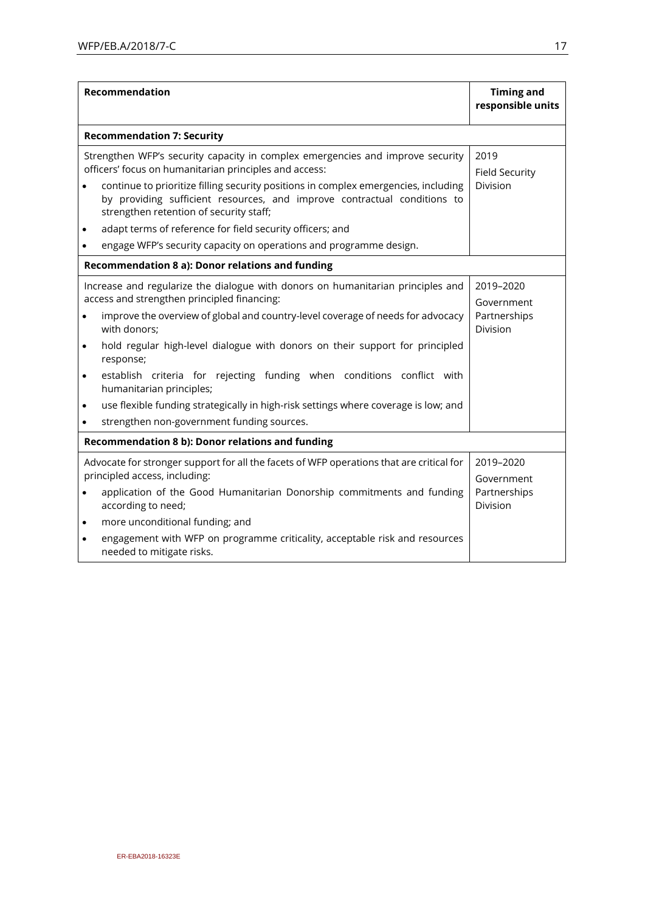| Recommendation | Timing and responsible units |
|---|---|
| **Recommendation 7: Security** | |
| Strengthen WFP's security capacity in complex emergencies and improve security officers' focus on humanitarian principles and access:<br>• continue to prioritize filling security positions in complex emergencies, including by providing sufficient resources, and improve contractual conditions to strengthen retention of security staff;<br>• adapt terms of reference for field security officers; and<br>• engage WFP's security capacity on operations and programme design. | 2019<br>Field Security Division |
| **Recommendation 8 a): Donor relations and funding** | |
| Increase and regularize the dialogue with donors on humanitarian principles and access and strengthen principled financing:<br>• improve the overview of global and country-level coverage of needs for advocacy with donors;<br>• hold regular high-level dialogue with donors on their support for principled response;<br>• establish criteria for rejecting funding when conditions conflict with humanitarian principles;<br>• use flexible funding strategically in high-risk settings where coverage is low; and<br>• strengthen non-government funding sources. | 2019–2020<br>Government Partnerships Division |
| **Recommendation 8 b): Donor relations and funding** | |
| Advocate for stronger support for all the facets of WFP operations that are critical for principled access, including:<br>• application of the Good Humanitarian Donorship commitments and funding according to need;<br>• more unconditional funding; and<br>• engagement with WFP on programme criticality, acceptable risk and resources needed to mitigate risks. | 2019–2020<br>Government Partnerships Division |

ER-EBA2018-16323E